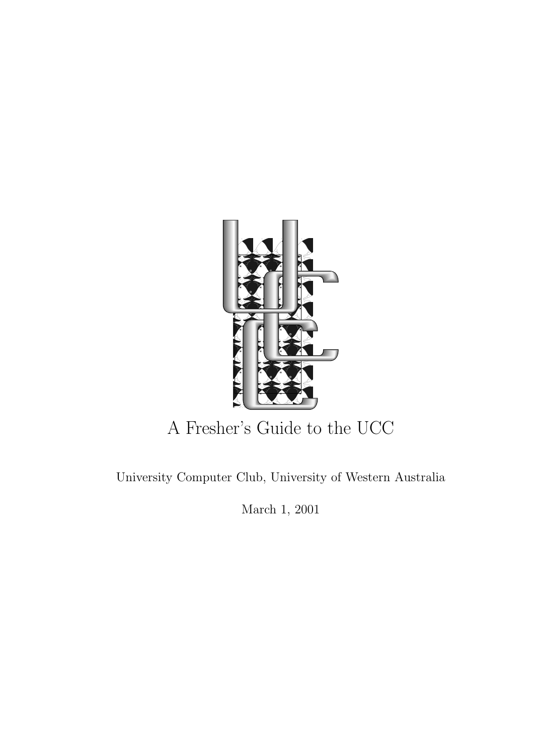# A Fresher's Guide to the UCC

University Computer Club, University of Western Australia

March 1, 2001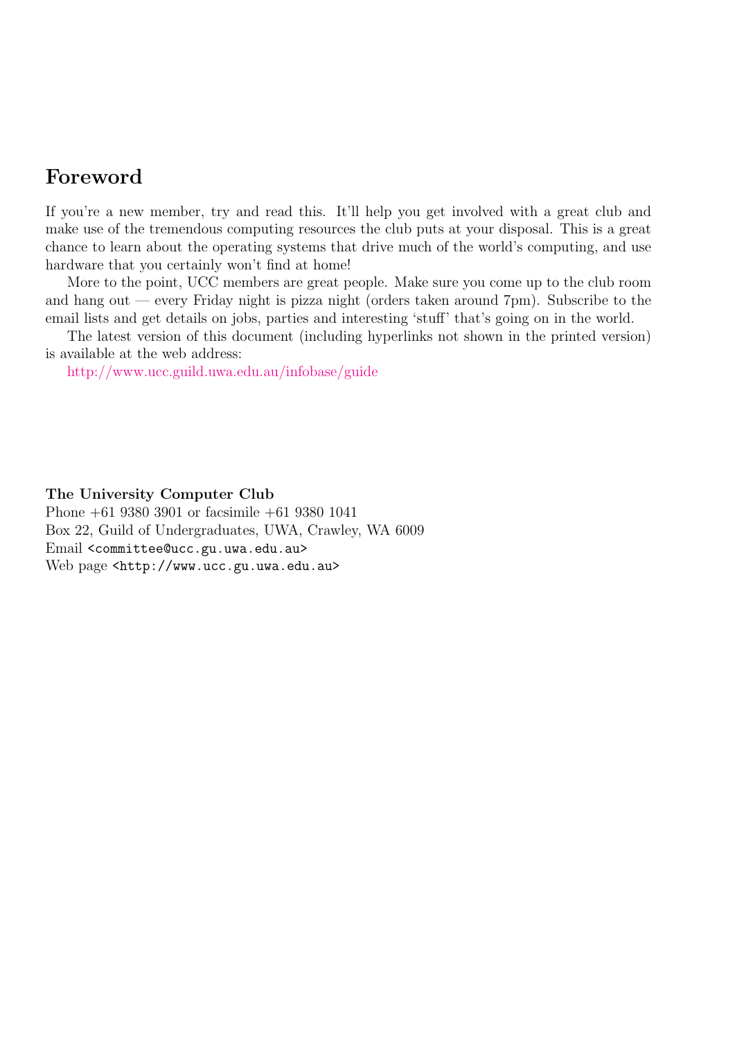# Foreword

If you're a new member, try and read this. It'll help you get involved with a great club and make use of the tremendous computing resources the club puts at your disposal. This is a great chance to learn about the operating systems that drive much of the world's computing, and use hardware that you certainly won't find at home!

More to the point, UCC members are great people. Make sure you come up to the club room and hang out — every Friday night is pizza night (orders taken around 7pm). Subscribe to the email lists and get details on jobs, parties and interesting 'stuff' that's going on in the world.

The latest version of this document (including hyperlinks not shown in the printed version) is available at the web address:

http://www.ucc.guild.uwa.edu.au/infobase/guide

**The University Computer Club**
Phone +61 9380 3901 or facsimile +61 9380 1041
Box 22, Guild of Undergraduates, UWA, Crawley, WA 6009
Email `<committee@ucc.gu.uwa.edu.au>`
Web page `<http://www.ucc.gu.uwa.edu.au>`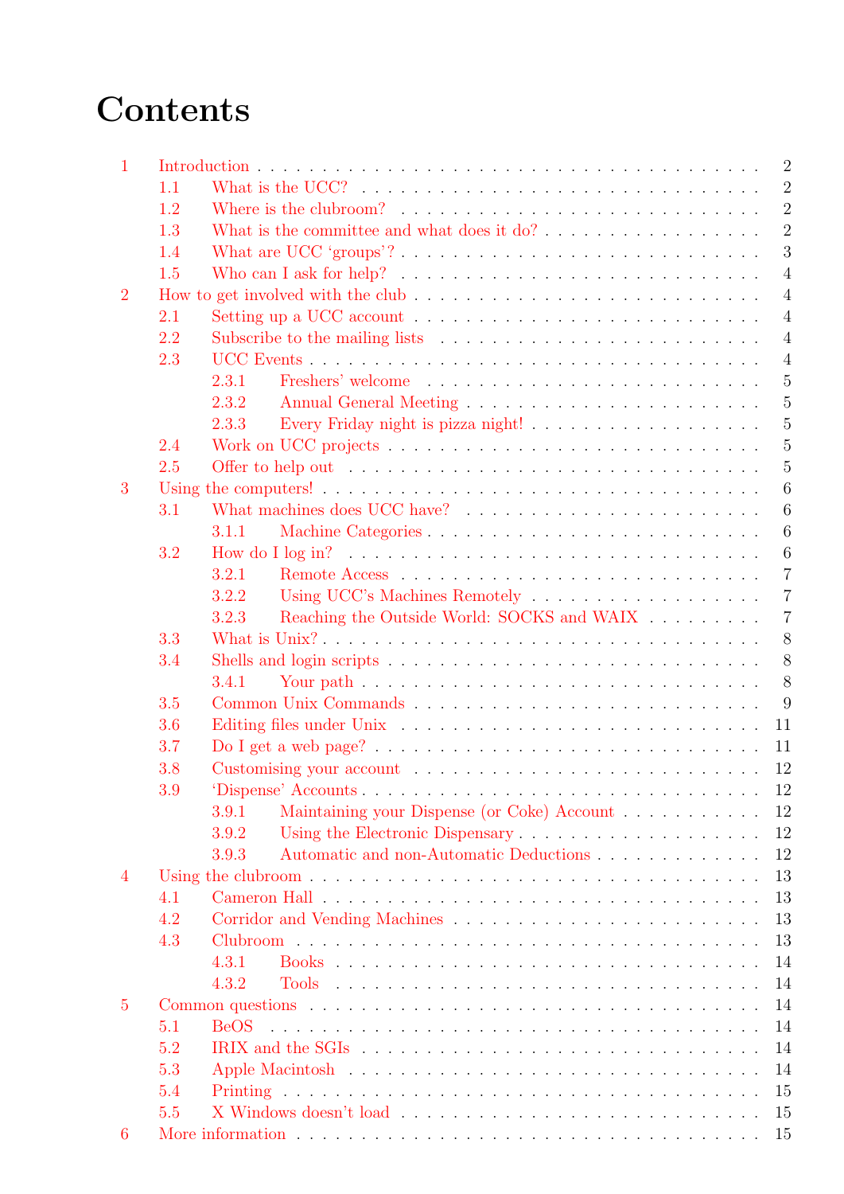# Contents

- 1 Introduction . . . 2
  - 1.1 What is the UCC? . . . 2
  - 1.2 Where is the clubroom? . . . 2
  - 1.3 What is the committee and what does it do? . . . 2
  - 1.4 What are UCC 'groups'? . . . 3
  - 1.5 Who can I ask for help? . . . 4
- 2 How to get involved with the club . . . 4
  - 2.1 Setting up a UCC account . . . 4
  - 2.2 Subscribe to the mailing lists . . . 4
  - 2.3 UCC Events . . . 4
    - 2.3.1 Freshers' welcome . . . 5
    - 2.3.2 Annual General Meeting . . . 5
    - 2.3.3 Every Friday night is pizza night! . . . 5
  - 2.4 Work on UCC projects . . . 5
  - 2.5 Offer to help out . . . 5
- 3 Using the computers! . . . 6
  - 3.1 What machines does UCC have? . . . 6
    - 3.1.1 Machine Categories . . . 6
  - 3.2 How do I log in? . . . 6
    - 3.2.1 Remote Access . . . 7
    - 3.2.2 Using UCC's Machines Remotely . . . 7
    - 3.2.3 Reaching the Outside World: SOCKS and WAIX . . . 7
  - 3.3 What is Unix? . . . 8
  - 3.4 Shells and login scripts . . . 8
    - 3.4.1 Your path . . . 8
  - 3.5 Common Unix Commands . . . 9
  - 3.6 Editing files under Unix . . . 11
  - 3.7 Do I get a web page? . . . 11
  - 3.8 Customising your account . . . 12
  - 3.9 'Dispense' Accounts . . . 12
    - 3.9.1 Maintaining your Dispense (or Coke) Account . . . 12
    - 3.9.2 Using the Electronic Dispensary . . . 12
    - 3.9.3 Automatic and non-Automatic Deductions . . . 12
- 4 Using the clubroom . . . 13
  - 4.1 Cameron Hall . . . 13
  - 4.2 Corridor and Vending Machines . . . 13
  - 4.3 Clubroom . . . 13
    - 4.3.1 Books . . . 14
    - 4.3.2 Tools . . . 14
- 5 Common questions . . . 14
  - 5.1 BeOS . . . 14
  - 5.2 IRIX and the SGIs . . . 14
  - 5.3 Apple Macintosh . . . 14
  - 5.4 Printing . . . 15
  - 5.5 X Windows doesn't load . . . 15
- 6 More information . . . 15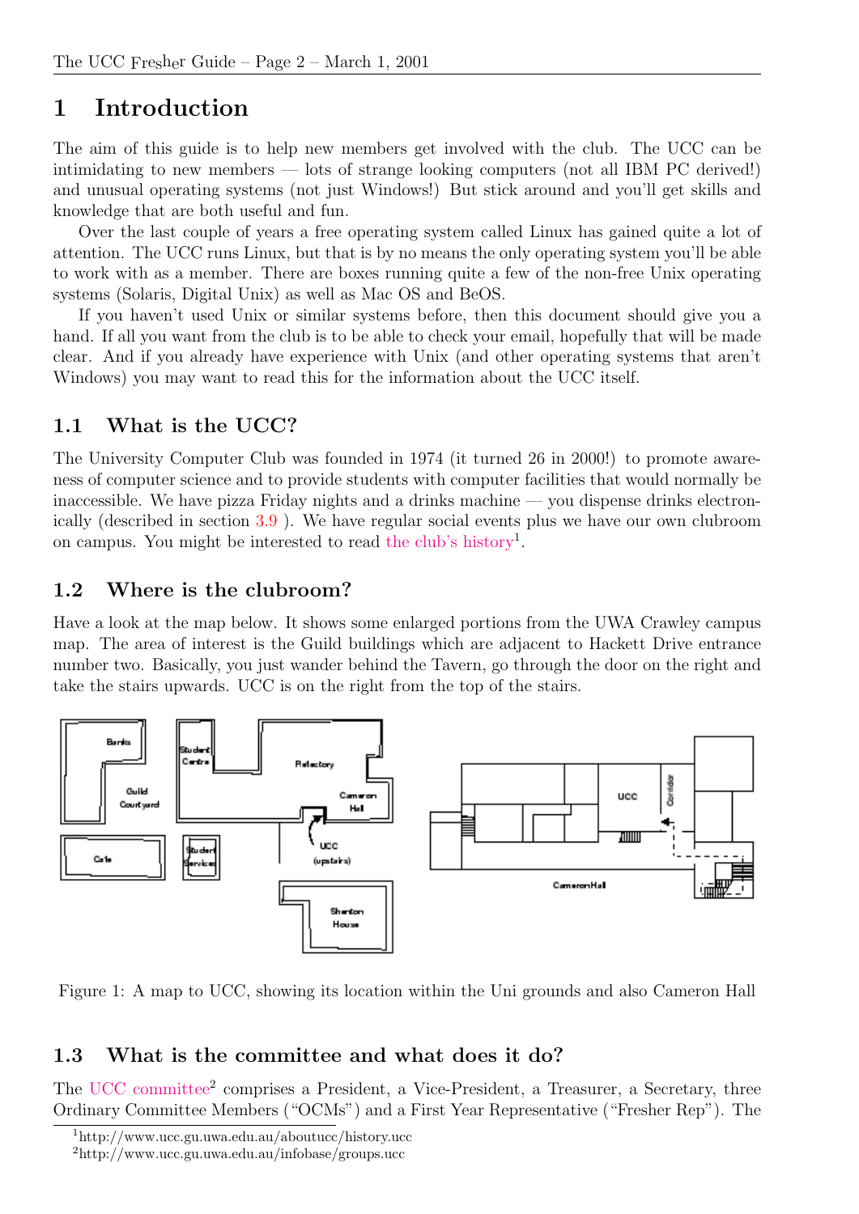# 1 Introduction

The aim of this guide is to help new members get involved with the club. The UCC can be intimidating to new members — lots of strange looking computers (not all IBM PC derived!) and unusual operating systems (not just Windows!) But stick around and you'll get skills and knowledge that are both useful and fun.

Over the last couple of years a free operating system called Linux has gained quite a lot of attention. The UCC runs Linux, but that is by no means the only operating system you'll be able to work with as a member. There are boxes running quite a few of the non-free Unix operating systems (Solaris, Digital Unix) as well as Mac OS and BeOS.

If you haven't used Unix or similar systems before, then this document should give you a hand. If all you want from the club is to be able to check your email, hopefully that will be made clear. And if you already have experience with Unix (and other operating systems that aren't Windows) you may want to read this for the information about the UCC itself.

## 1.1 What is the UCC?

The University Computer Club was founded in 1974 (it turned 26 in 2000!) to promote awareness of computer science and to provide students with computer facilities that would normally be inaccessible. We have pizza Friday nights and a drinks machine — you dispense drinks electronically (described in section 3.9 ). We have regular social events plus we have our own clubroom on campus. You might be interested to read the club's history[1].

## 1.2 Where is the clubroom?

Have a look at the map below. It shows some enlarged portions from the UWA Crawley campus map. The area of interest is the Guild buildings which are adjacent to Hackett Drive entrance number two. Basically, you just wander behind the Tavern, go through the door on the right and take the stairs upwards. UCC is on the right from the top of the stairs.

Figure 1: A map to UCC, showing its location within the Uni grounds and also Cameron Hall

## 1.3 What is the committee and what does it do?

The UCC committee[2] comprises a President, a Vice-President, a Treasurer, a Secretary, three Ordinary Committee Members ("OCMs") and a First Year Representative ("Fresher Rep"). The

[1] http://www.ucc.gu.uwa.edu.au/aboutucc/history.ucc

[2] http://www.ucc.gu.uwa.edu.au/infobase/groups.ucc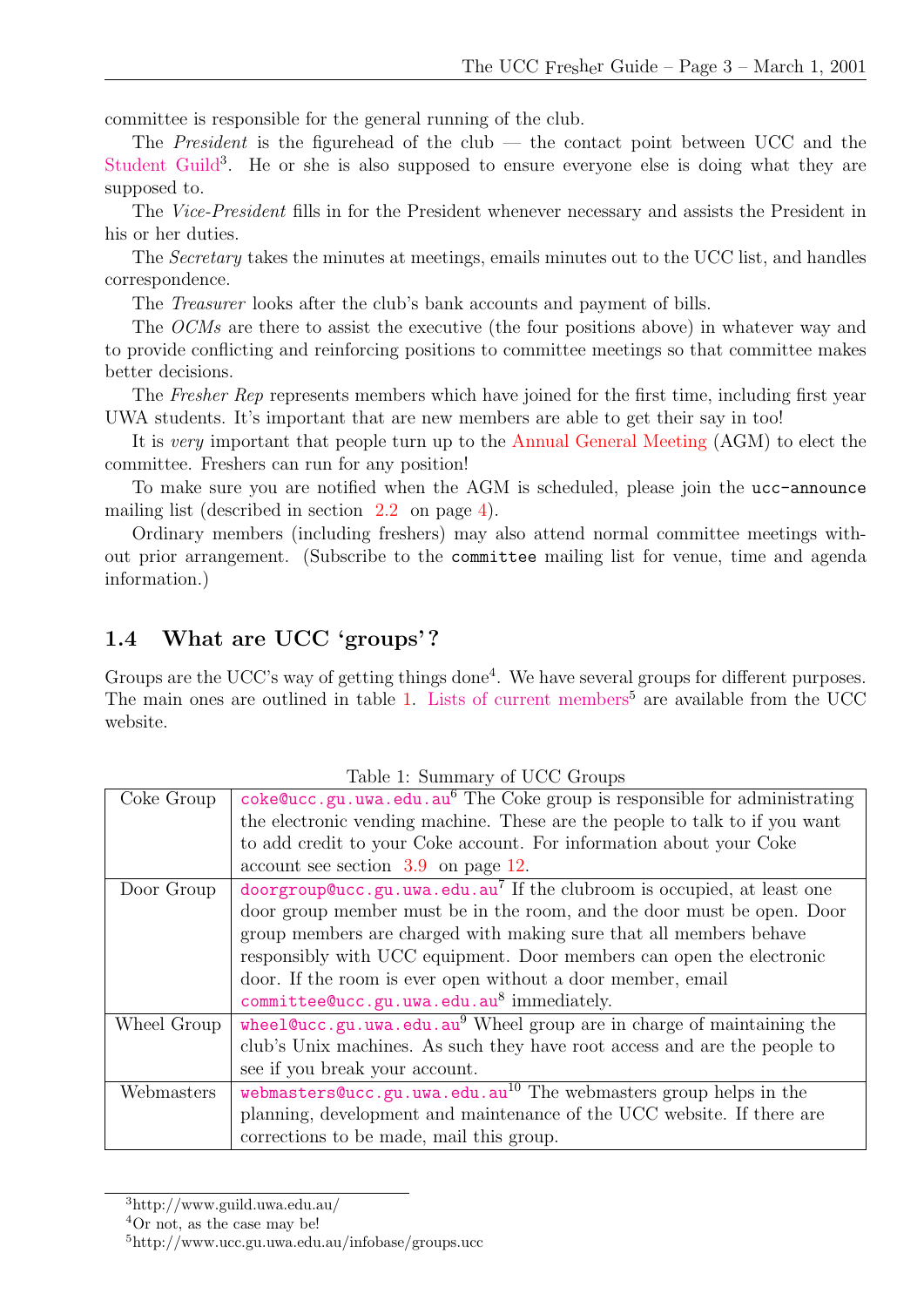committee is responsible for the general running of the club.

The *President* is the figurehead of the club — the contact point between UCC and the Student Guild[3]. He or she is also supposed to ensure everyone else is doing what they are supposed to.

The *Vice-President* fills in for the President whenever necessary and assists the President in his or her duties.

The *Secretary* takes the minutes at meetings, emails minutes out to the UCC list, and handles correspondence.

The *Treasurer* looks after the club's bank accounts and payment of bills.

The *OCMs* are there to assist the executive (the four positions above) in whatever way and to provide conflicting and reinforcing positions to committee meetings so that committee makes better decisions.

The *Fresher Rep* represents members which have joined for the first time, including first year UWA students. It's important that are new members are able to get their say in too!

It is *very* important that people turn up to the Annual General Meeting (AGM) to elect the committee. Freshers can run for any position!

To make sure you are notified when the AGM is scheduled, please join the `ucc-announce` mailing list (described in section 2.2 on page 4).

Ordinary members (including freshers) may also attend normal committee meetings without prior arrangement. (Subscribe to the `committee` mailing list for venue, time and agenda information.)

## 1.4 What are UCC 'groups'?

Groups are the UCC's way of getting things done[4]. We have several groups for different purposes. The main ones are outlined in table 1. Lists of current members[5] are available from the UCC website.

Table 1: Summary of UCC Groups

| Group | Description |
|---|---|
| Coke Group | `coke@ucc.gu.uwa.edu.au`[6] The Coke group is responsible for administrating the electronic vending machine. These are the people to talk to if you want to add credit to your Coke account. For information about your Coke account see section 3.9 on page 12. |
| Door Group | `doorgroup@ucc.gu.uwa.edu.au`[7] If the clubroom is occupied, at least one door group member must be in the room, and the door must be open. Door group members are charged with making sure that all members behave responsibly with UCC equipment. Door members can open the electronic door. If the room is ever open without a door member, email `committee@ucc.gu.uwa.edu.au`[8] immediately. |
| Wheel Group | `wheel@ucc.gu.uwa.edu.au`[9] Wheel group are in charge of maintaining the club's Unix machines. As such they have root access and are the people to see if you break your account. |
| Webmasters | `webmasters@ucc.gu.uwa.edu.au`[10] The webmasters group helps in the planning, development and maintenance of the UCC website. If there are corrections to be made, mail this group. |

---

[3] http://www.guild.uwa.edu.au/

[4] Or not, as the case may be!

[5] http://www.ucc.gu.uwa.edu.au/infobase/groups.ucc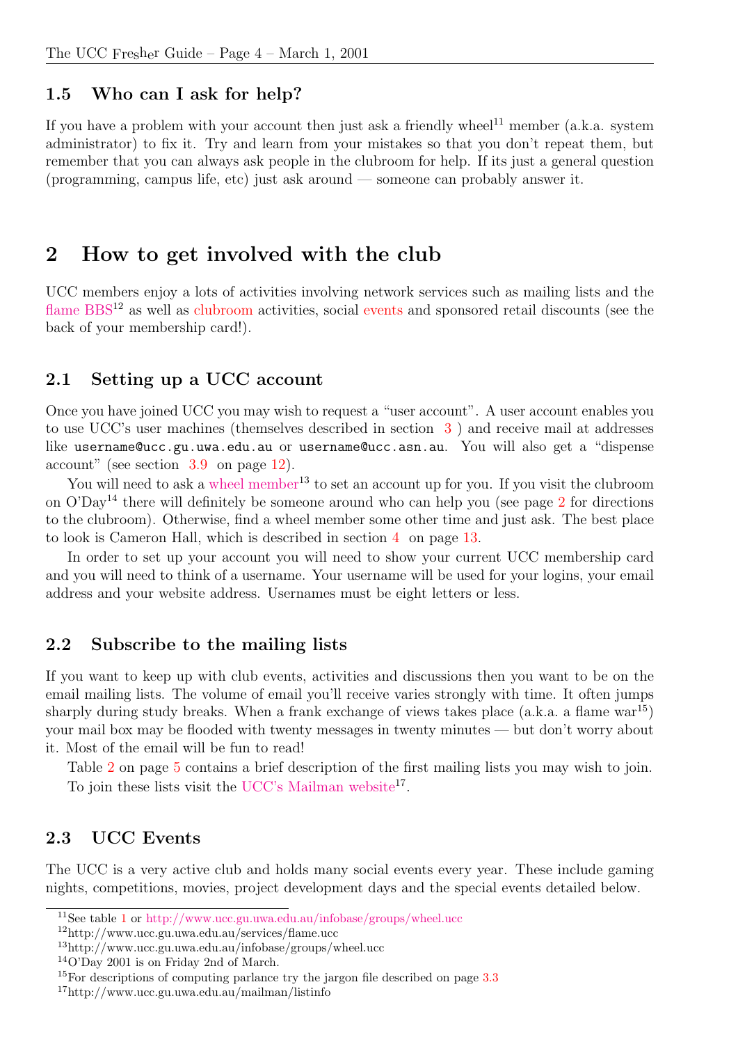### 1.5 Who can I ask for help?

If you have a problem with your account then just ask a friendly wheel[11] member (a.k.a. system administrator) to fix it. Try and learn from your mistakes so that you don't repeat them, but remember that you can always ask people in the clubroom for help. If its just a general question (programming, campus life, etc) just ask around — someone can probably answer it.

## 2 How to get involved with the club

UCC members enjoy a lots of activities involving network services such as mailing lists and the flame BBS[12] as well as clubroom activities, social events and sponsored retail discounts (see the back of your membership card!).

### 2.1 Setting up a UCC account

Once you have joined UCC you may wish to request a "user account". A user account enables you to use UCC's user machines (themselves described in section 3 ) and receive mail at addresses like `username@ucc.gu.uwa.edu.au` or `username@ucc.asn.au`. You will also get a "dispense account" (see section 3.9 on page 12).

You will need to ask a wheel member[13] to set an account up for you. If you visit the clubroom on O'Day[14] there will definitely be someone around who can help you (see page 2 for directions to the clubroom). Otherwise, find a wheel member some other time and just ask. The best place to look is Cameron Hall, which is described in section 4 on page 13.

In order to set up your account you will need to show your current UCC membership card and you will need to think of a username. Your username will be used for your logins, your email address and your website address. Usernames must be eight letters or less.

### 2.2 Subscribe to the mailing lists

If you want to keep up with club events, activities and discussions then you want to be on the email mailing lists. The volume of email you'll receive varies strongly with time. It often jumps sharply during study breaks. When a frank exchange of views takes place (a.k.a. a flame war[15]) your mail box may be flooded with twenty messages in twenty minutes — but don't worry about it. Most of the email will be fun to read!

Table 2 on page 5 contains a brief description of the first mailing lists you may wish to join.

To join these lists visit the UCC's Mailman website[17].

### 2.3 UCC Events

The UCC is a very active club and holds many social events every year. These include gaming nights, competitions, movies, project development days and the special events detailed below.

---

[11] See table 1 or http://www.ucc.gu.uwa.edu.au/infobase/groups/wheel.ucc

[12] http://www.ucc.gu.uwa.edu.au/services/flame.ucc

[13] http://www.ucc.gu.uwa.edu.au/infobase/groups/wheel.ucc

[14] O'Day 2001 is on Friday 2nd of March.

[15] For descriptions of computing parlance try the jargon file described on page 3.3

[17] http://www.ucc.gu.uwa.edu.au/mailman/listinfo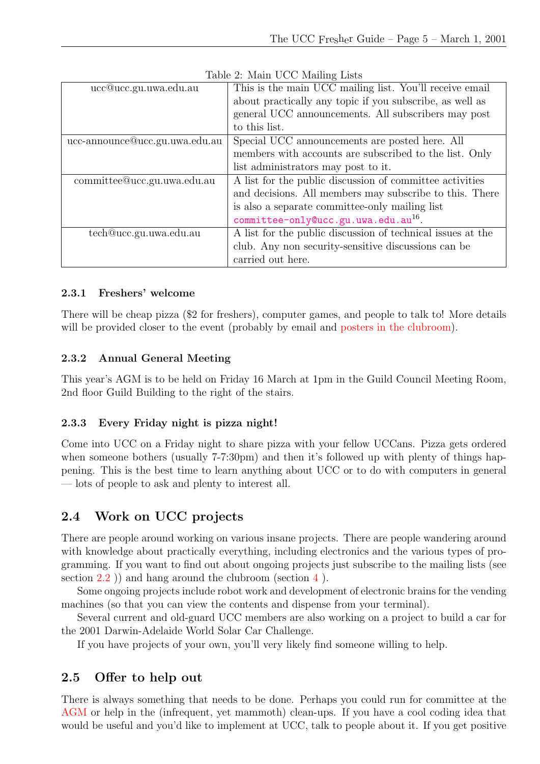Table 2: Main UCC Mailing Lists

| | |
|---|---|
| ucc@ucc.gu.uwa.edu.au | This is the main UCC mailing list. You'll receive email about practically any topic if you subscribe, as well as general UCC announcements. All subscribers may post to this list. |
| ucc-announce@ucc.gu.uwa.edu.au | Special UCC announcements are posted here. All members with accounts are subscribed to the list. Only list administrators may post to it. |
| committee@ucc.gu.uwa.edu.au | A list for the public discussion of committee activities and decisions. All members may subscribe to this. There is also a separate committee-only mailing list `committee-only@ucc.gu.uwa.edu.au`[16]. |
| tech@ucc.gu.uwa.edu.au | A list for the public discussion of technical issues at the club. Any non security-sensitive discussions can be carried out here. |

#### 2.3.1 Freshers' welcome

There will be cheap pizza ($2 for freshers), computer games, and people to talk to! More details will be provided closer to the event (probably by email and posters in the clubroom).

#### 2.3.2 Annual General Meeting

This year's AGM is to be held on Friday 16 March at 1pm in the Guild Council Meeting Room, 2nd floor Guild Building to the right of the stairs.

#### 2.3.3 Every Friday night is pizza night!

Come into UCC on a Friday night to share pizza with your fellow UCCans. Pizza gets ordered when someone bothers (usually 7-7:30pm) and then it's followed up with plenty of things happening. This is the best time to learn anything about UCC or to do with computers in general — lots of people to ask and plenty to interest all.

### 2.4 Work on UCC projects

There are people around working on various insane projects. There are people wandering around with knowledge about practically everything, including electronics and the various types of programming. If you want to find out about ongoing projects just subscribe to the mailing lists (see section 2.2 )) and hang around the clubroom (section 4 ).

Some ongoing projects include robot work and development of electronic brains for the vending machines (so that you can view the contents and dispense from your terminal).

Several current and old-guard UCC members are also working on a project to build a car for the 2001 Darwin-Adelaide World Solar Car Challenge.

If you have projects of your own, you'll very likely find someone willing to help.

### 2.5 Offer to help out

There is always something that needs to be done. Perhaps you could run for committee at the AGM or help in the (infrequent, yet mammoth) clean-ups. If you have a cool coding idea that would be useful and you'd like to implement at UCC, talk to people about it. If you get positive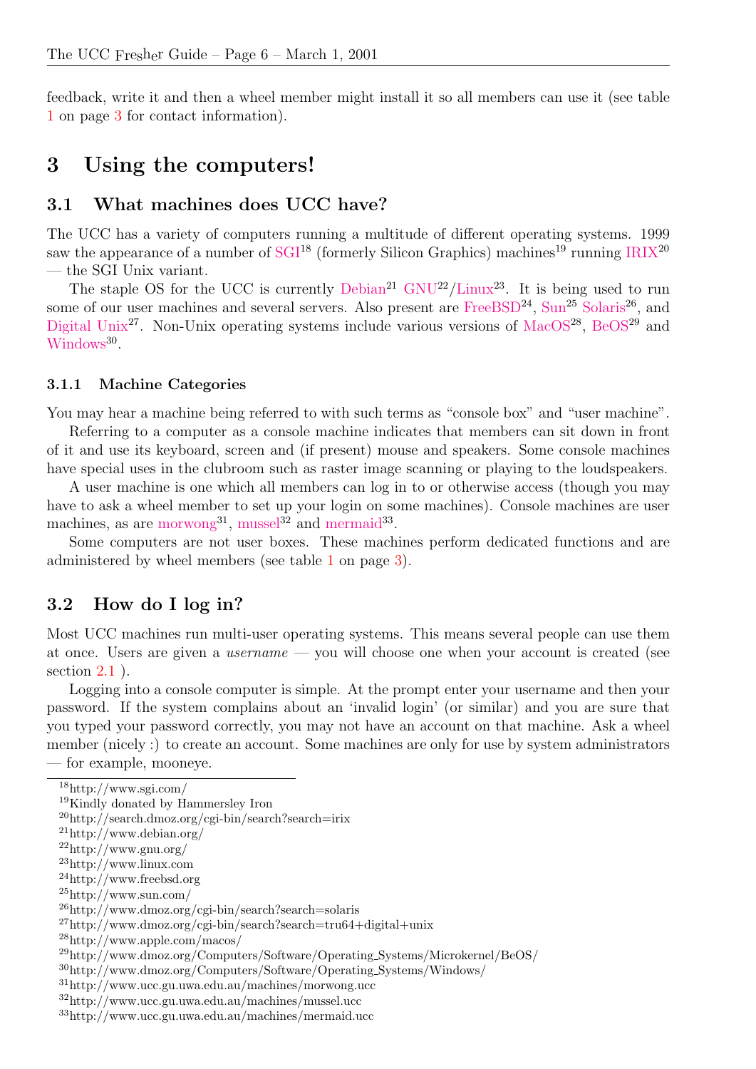feedback, write it and then a wheel member might install it so all members can use it (see table 1 on page 3 for contact information).

## 3 Using the computers!

### 3.1 What machines does UCC have?

The UCC has a variety of computers running a multitude of different operating systems. 1999 saw the appearance of a number of SGI[18] (formerly Silicon Graphics) machines[19] running IRIX[20] — the SGI Unix variant.

The staple OS for the UCC is currently Debian[21] GNU[22]/Linux[23]. It is being used to run some of our user machines and several servers. Also present are FreeBSD[24], Sun[25] Solaris[26], and Digital Unix[27]. Non-Unix operating systems include various versions of MacOS[28], BeOS[29] and Windows[30].

#### 3.1.1 Machine Categories

You may hear a machine being referred to with such terms as "console box" and "user machine".

Referring to a computer as a console machine indicates that members can sit down in front of it and use its keyboard, screen and (if present) mouse and speakers. Some console machines have special uses in the clubroom such as raster image scanning or playing to the loudspeakers.

A user machine is one which all members can log in to or otherwise access (though you may have to ask a wheel member to set up your login on some machines). Console machines are user machines, as are morwong[31], mussel[32] and mermaid[33].

Some computers are not user boxes. These machines perform dedicated functions and are administered by wheel members (see table 1 on page 3).

### 3.2 How do I log in?

Most UCC machines run multi-user operating systems. This means several people can use them at once. Users are given a *username* — you will choose one when your account is created (see section 2.1 ).

Logging into a console computer is simple. At the prompt enter your username and then your password. If the system complains about an 'invalid login' (or similar) and you are sure that you typed your password correctly, you may not have an account on that machine. Ask a wheel member (nicely :) to create an account. Some machines are only for use by system administrators — for example, mooneye.

---

[18] http://www.sgi.com/
[19] Kindly donated by Hammersley Iron
[20] http://search.dmoz.org/cgi-bin/search?search=irix
[21] http://www.debian.org/
[22] http://www.gnu.org/
[23] http://www.linux.com
[24] http://www.freebsd.org
[25] http://www.sun.com/
[26] http://www.dmoz.org/cgi-bin/search?search=solaris
[27] http://www.dmoz.org/cgi-bin/search?search=tru64+digital+unix
[28] http://www.apple.com/macos/
[29] http://www.dmoz.org/Computers/Software/Operating_Systems/Microkernel/BeOS/
[30] http://www.dmoz.org/Computers/Software/Operating_Systems/Windows/
[31] http://www.ucc.gu.uwa.edu.au/machines/morwong.ucc
[32] http://www.ucc.gu.uwa.edu.au/machines/mussel.ucc
[33] http://www.ucc.gu.uwa.edu.au/machines/mermaid.ucc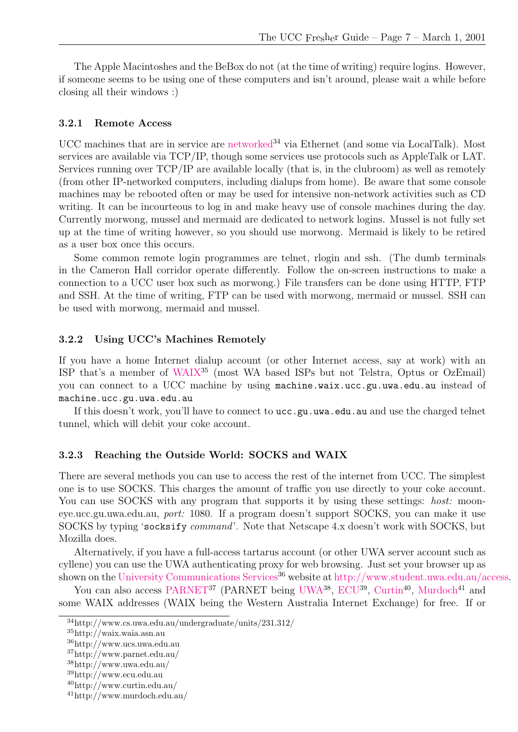The Apple Macintoshes and the BeBox do not (at the time of writing) require logins. However, if someone seems to be using one of these computers and isn't around, please wait a while before closing all their windows :)

### 3.2.1 Remote Access

UCC machines that are in service are networked[34] via Ethernet (and some via LocalTalk). Most services are available via TCP/IP, though some services use protocols such as AppleTalk or LAT. Services running over TCP/IP are available locally (that is, in the clubroom) as well as remotely (from other IP-networked computers, including dialups from home). Be aware that some console machines may be rebooted often or may be used for intensive non-network activities such as CD writing. It can be incourteous to log in and make heavy use of console machines during the day. Currently morwong, mussel and mermaid are dedicated to network logins. Mussel is not fully set up at the time of writing however, so you should use morwong. Mermaid is likely to be retired as a user box once this occurs.

Some common remote login programmes are telnet, rlogin and ssh. (The dumb terminals in the Cameron Hall corridor operate differently. Follow the on-screen instructions to make a connection to a UCC user box such as morwong.) File transfers can be done using HTTP, FTP and SSH. At the time of writing, FTP can be used with morwong, mermaid or mussel. SSH can be used with morwong, mermaid and mussel.

### 3.2.2 Using UCC's Machines Remotely

If you have a home Internet dialup account (or other Internet access, say at work) with an ISP that's a member of WAIX[35] (most WA based ISPs but not Telstra, Optus or OzEmail) you can connect to a UCC machine by using `machine.waix.ucc.gu.uwa.edu.au` instead of `machine.ucc.gu.uwa.edu.au`

If this doesn't work, you'll have to connect to `ucc.gu.uwa.edu.au` and use the charged telnet tunnel, which will debit your coke account.

### 3.2.3 Reaching the Outside World: SOCKS and WAIX

There are several methods you can use to access the rest of the internet from UCC. The simplest one is to use SOCKS. This charges the amount of traffic you use directly to your coke account. You can use SOCKS with any program that supports it by using these settings: *host:* mooneye.ucc.gu.uwa.edu.au, *port:* 1080. If a program doesn't support SOCKS, you can make it use SOCKS by typing '`socksify` *command*'. Note that Netscape 4.x doesn't work with SOCKS, but Mozilla does.

Alternatively, if you have a full-access tartarus account (or other UWA server account such as cyllene) you can use the UWA authenticating proxy for web browsing. Just set your browser up as shown on the University Communications Services[36] website at http://www.student.uwa.edu.au/access.

You can also access PARNET[37] (PARNET being UWA[38], ECU[39], Curtin[40], Murdoch[41] and some WAIX addresses (WAIX being the Western Australia Internet Exchange) for free. If or

---

[34] http://www.cs.uwa.edu.au/undergraduate/units/231.312/
[35] http://waix.waia.asn.au
[36] http://www.ucs.uwa.edu.au
[37] http://www.parnet.edu.au/
[38] http://www.uwa.edu.au/
[39] http://www.ecu.edu.au
[40] http://www.curtin.edu.au/
[41] http://www.murdoch.edu.au/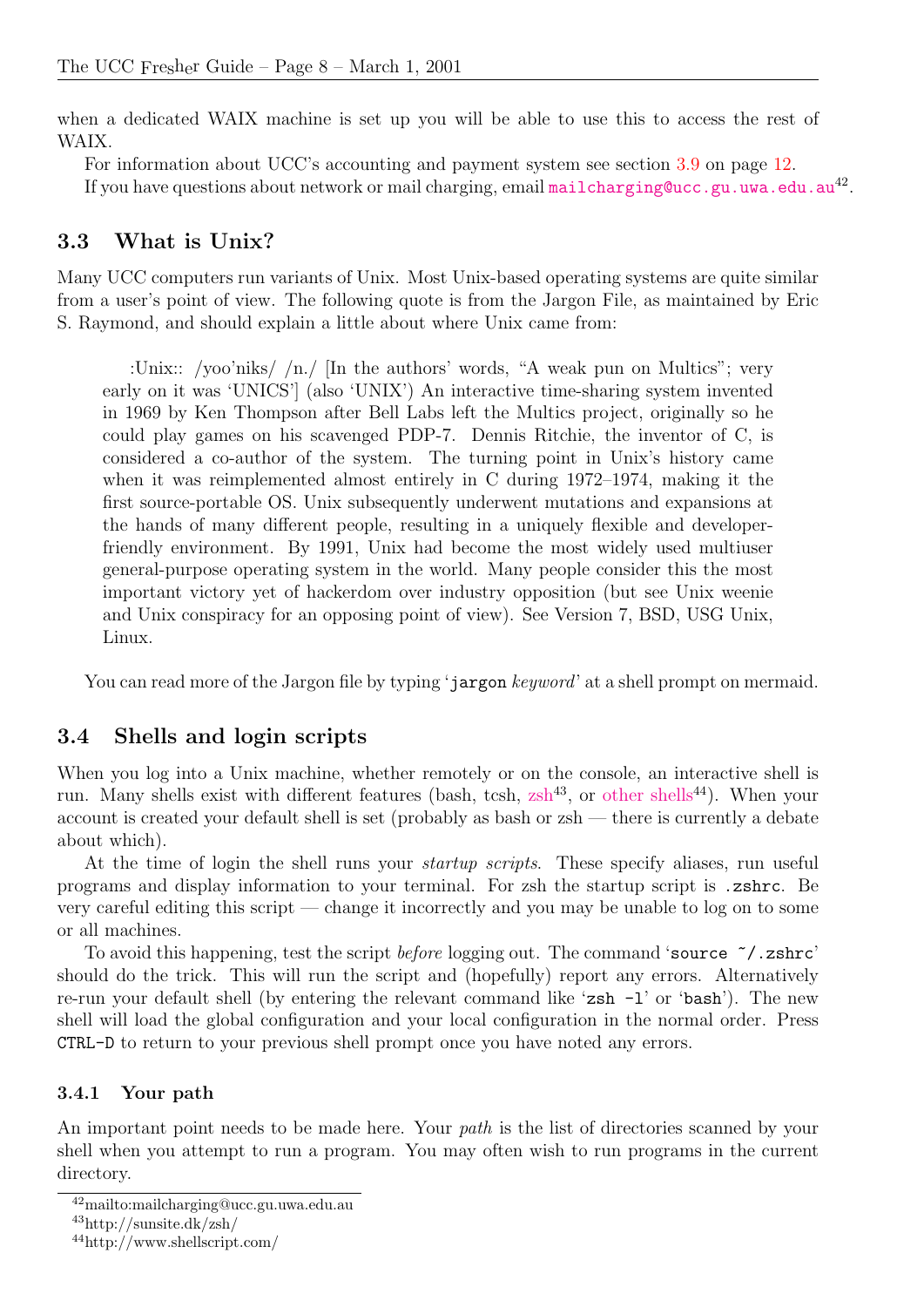when a dedicated WAIX machine is set up you will be able to use this to access the rest of WAIX.

For information about UCC's accounting and payment system see section 3.9 on page 12.

If you have questions about network or mail charging, email mailcharging@ucc.gu.uwa.edu.au[42].

## 3.3 What is Unix?

Many UCC computers run variants of Unix. Most Unix-based operating systems are quite similar from a user's point of view. The following quote is from the Jargon File, as maintained by Eric S. Raymond, and should explain a little about where Unix came from:

> :Unix:: /yoo'niks/ /n./ [In the authors' words, "A weak pun on Multics"; very early on it was 'UNICS'] (also 'UNIX') An interactive time-sharing system invented in 1969 by Ken Thompson after Bell Labs left the Multics project, originally so he could play games on his scavenged PDP-7. Dennis Ritchie, the inventor of C, is considered a co-author of the system. The turning point in Unix's history came when it was reimplemented almost entirely in C during 1972–1974, making it the first source-portable OS. Unix subsequently underwent mutations and expansions at the hands of many different people, resulting in a uniquely flexible and developer-friendly environment. By 1991, Unix had become the most widely used multiuser general-purpose operating system in the world. Many people consider this the most important victory yet of hackerdom over industry opposition (but see Unix weenie and Unix conspiracy for an opposing point of view). See Version 7, BSD, USG Unix, Linux.

You can read more of the Jargon file by typing '`jargon` *keyword*' at a shell prompt on mermaid.

## 3.4 Shells and login scripts

When you log into a Unix machine, whether remotely or on the console, an interactive shell is run. Many shells exist with different features (bash, tcsh, zsh[43], or other shells[44]). When your account is created your default shell is set (probably as bash or zsh — there is currently a debate about which).

At the time of login the shell runs your *startup scripts*. These specify aliases, run useful programs and display information to your terminal. For zsh the startup script is `.zshrc`. Be very careful editing this script — change it incorrectly and you may be unable to log on to some or all machines.

To avoid this happening, test the script *before* logging out. The command '`source ~/.zshrc`' should do the trick. This will run the script and (hopefully) report any errors. Alternatively re-run your default shell (by entering the relevant command like '`zsh -l`' or '`bash`'). The new shell will load the global configuration and your local configuration in the normal order. Press `CTRL-D` to return to your previous shell prompt once you have noted any errors.

### 3.4.1 Your path

An important point needs to be made here. Your *path* is the list of directories scanned by your shell when you attempt to run a program. You may often wish to run programs in the current directory.

[42] mailto:mailcharging@ucc.gu.uwa.edu.au

[43] http://sunsite.dk/zsh/

[44] http://www.shellscript.com/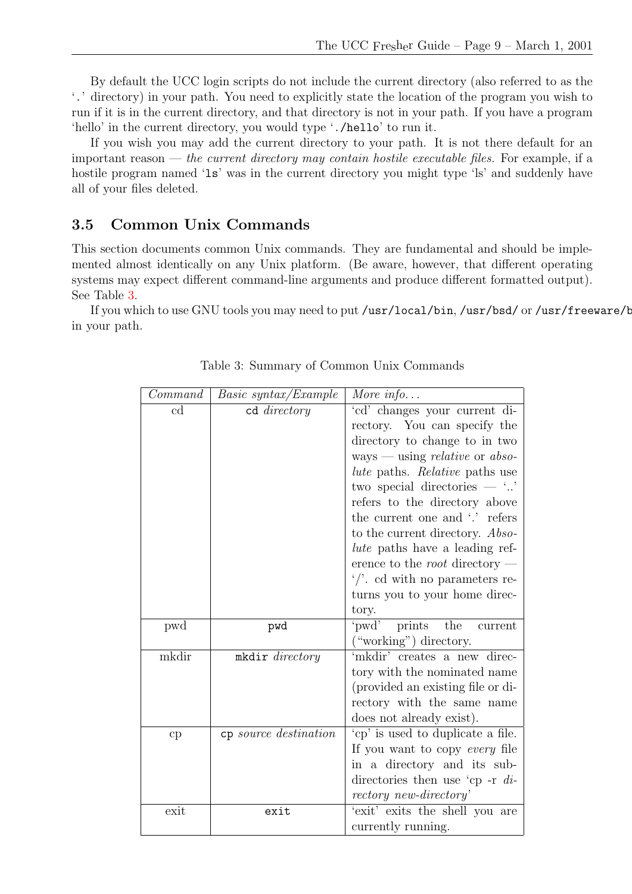By default the UCC login scripts do not include the current directory (also referred to as the '`.`' directory) in your path. You need to explicitly state the location of the program you wish to run if it is in the current directory, and that directory is not in your path. If you have a program 'hello' in the current directory, you would type '`./hello`' to run it.

If you wish you may add the current directory to your path. It is not there default for an important reason — *the current directory may contain hostile executable files.* For example, if a hostile program named '`ls`' was in the current directory you might type 'ls' and suddenly have all of your files deleted.

## 3.5 Common Unix Commands

This section documents common Unix commands. They are fundamental and should be implemented almost identically on any Unix platform. (Be aware, however, that different operating systems may expect different command-line arguments and produce different formatted output). See Table 3.

If you which to use GNU tools you may need to put `/usr/local/bin`, `/usr/bsd/` or `/usr/freeware/b` in your path.

Table 3: Summary of Common Unix Commands

| *Command* | *Basic syntax/Example* | *More info...* |
|---|---|---|
| cd | `cd` *directory* | 'cd' changes your current directory. You can specify the directory to change to in two ways — using *relative* or *absolute* paths. *Relative* paths use two special directories — '..' refers to the directory above the current one and '.' refers to the current directory. *Absolute* paths have a leading reference to the *root* directory — '/'. cd with no parameters returns you to your home directory. |
| pwd | `pwd` | 'pwd' prints the current ("working") directory. |
| mkdir | `mkdir` *directory* | 'mkdir' creates a new directory with the nominated name (provided an existing file or directory with the same name does not already exist). |
| cp | `cp` *source destination* | 'cp' is used to duplicate a file. If you want to copy *every* file in a directory and its subdirectories then use 'cp -r *directory new-directory*' |
| exit | `exit` | 'exit' exits the shell you are currently running. |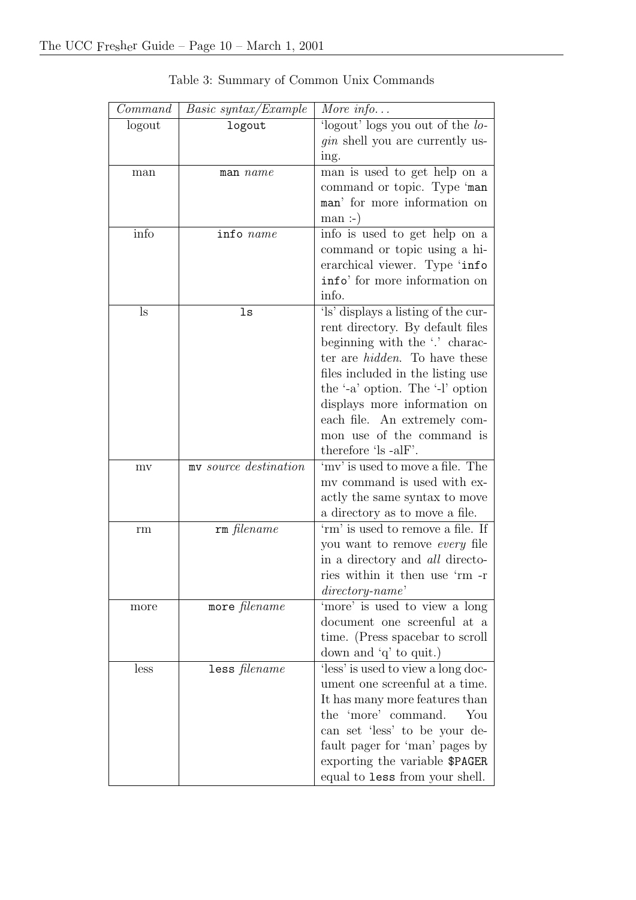Table 3: Summary of Common Unix Commands

| *Command* | *Basic syntax/Example* | *More info...* |
|---|---|---|
| logout | `logout` | 'logout' logs you out of the *login* shell you are currently using. |
| man | `man` *name* | man is used to get help on a command or topic. Type '`man man`' for more information on man :-) |
| info | `info` *name* | info is used to get help on a command or topic using a hierarchical viewer. Type '`info info`' for more information on info. |
| ls | `ls` | 'ls' displays a listing of the current directory. By default files beginning with the '.' character are *hidden*. To have these files included in the listing use the '-a' option. The '-l' option displays more information on each file. An extremely common use of the command is therefore 'ls -alF'. |
| mv | `mv` *source destination* | 'mv' is used to move a file. The mv command is used with exactly the same syntax to move a directory as to move a file. |
| rm | `rm` *filename* | 'rm' is used to remove a file. If you want to remove *every* file in a directory and *all* directories within it then use 'rm -r *directory-name*' |
| more | `more` *filename* | 'more' is used to view a long document one screenful at a time. (Press spacebar to scroll down and 'q' to quit.) |
| less | `less` *filename* | 'less' is used to view a long document one screenful at a time. It has many more features than the 'more' command. You can set 'less' to be your default pager for 'man' pages by exporting the variable `$PAGER` equal to `less` from your shell. |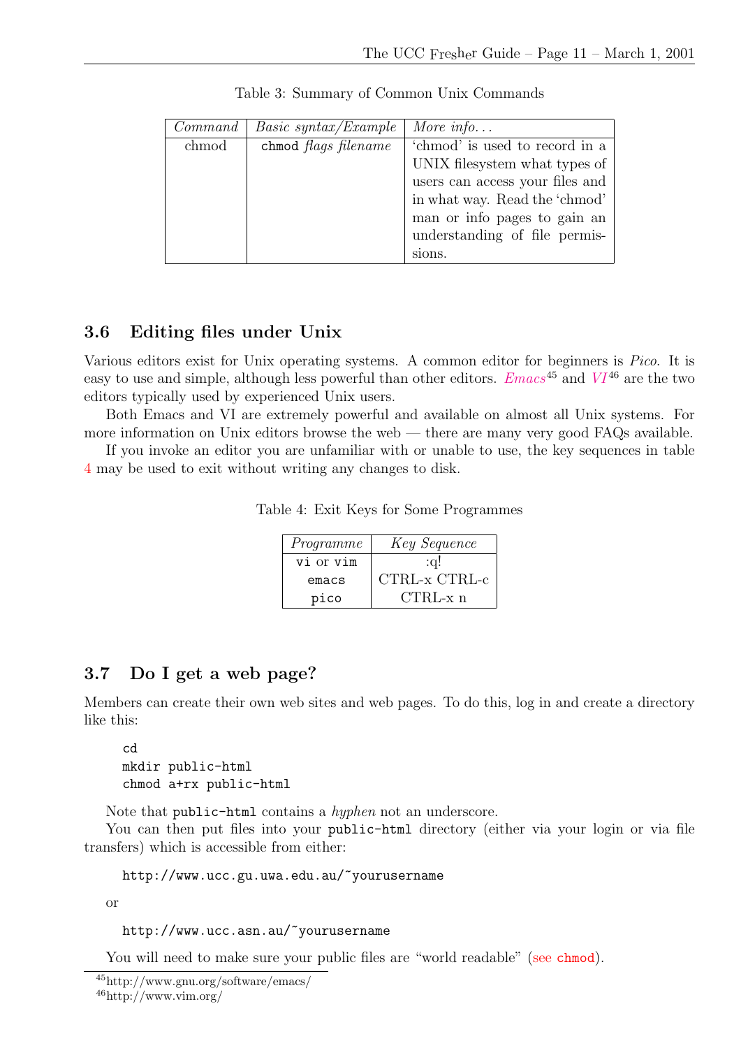Table 3: Summary of Common Unix Commands

| *Command* | *Basic syntax/Example* | *More info...* |
|---|---|---|
| chmod | `chmod` *flags filename* | 'chmod' is used to record in a UNIX filesystem what types of users can access your files and in what way. Read the 'chmod' man or info pages to gain an understanding of file permissions. |

### 3.6 Editing files under Unix

Various editors exist for Unix operating systems. A common editor for beginners is *Pico*. It is easy to use and simple, although less powerful than other editors. *Emacs*[45] and *VI*[46] are the two editors typically used by experienced Unix users.

Both Emacs and VI are extremely powerful and available on almost all Unix systems. For more information on Unix editors browse the web — there are many very good FAQs available.

If you invoke an editor you are unfamiliar with or unable to use, the key sequences in table 4 may be used to exit without writing any changes to disk.

Table 4: Exit Keys for Some Programmes

| *Programme* | *Key Sequence* |
|---|---|
| `vi` or `vim` | :q! |
| `emacs` | CTRL-x CTRL-c |
| `pico` | CTRL-x n |

### 3.7 Do I get a web page?

Members can create their own web sites and web pages. To do this, log in and create a directory like this:

```
cd
mkdir public-html
chmod a+rx public-html
```

Note that `public-html` contains a *hyphen* not an underscore.

You can then put files into your `public-html` directory (either via your login or via file transfers) which is accessible from either:

```
http://www.ucc.gu.uwa.edu.au/~yourusername
```

or

```
http://www.ucc.asn.au/~yourusername
```

You will need to make sure your public files are "world readable" (see `chmod`).

[45] http://www.gnu.org/software/emacs/

[46] http://www.vim.org/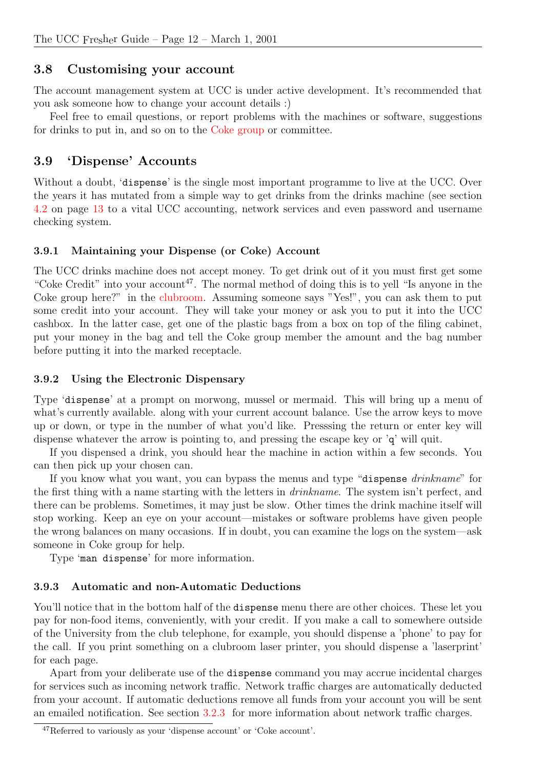## 3.8 Customising your account

The account management system at UCC is under active development. It's recommended that you ask someone how to change your account details :)

Feel free to email questions, or report problems with the machines or software, suggestions for drinks to put in, and so on to the Coke group or committee.

## 3.9 'Dispense' Accounts

Without a doubt, '`dispense`' is the single most important programme to live at the UCC. Over the years it has mutated from a simple way to get drinks from the drinks machine (see section 4.2 on page 13 to a vital UCC accounting, network services and even password and username checking system.

### 3.9.1 Maintaining your Dispense (or Coke) Account

The UCC drinks machine does not accept money. To get drink out of it you must first get some "Coke Credit" into your account[47]. The normal method of doing this is to yell "Is anyone in the Coke group here?" in the clubroom. Assuming someone says "Yes!", you can ask them to put some credit into your account. They will take your money or ask you to put it into the UCC cashbox. In the latter case, get one of the plastic bags from a box on top of the filing cabinet, put your money in the bag and tell the Coke group member the amount and the bag number before putting it into the marked receptacle.

### 3.9.2 Using the Electronic Dispensary

Type '`dispense`' at a prompt on morwong, mussel or mermaid. This will bring up a menu of what's currently available. along with your current account balance. Use the arrow keys to move up or down, or type in the number of what you'd like. Presssing the return or enter key will dispense whatever the arrow is pointing to, and pressing the escape key or '`q`' will quit.

If you dispensed a drink, you should hear the machine in action within a few seconds. You can then pick up your chosen can.

If you know what you want, you can bypass the menus and type "`dispense` *drinkname*" for the first thing with a name starting with the letters in *drinkname*. The system isn't perfect, and there can be problems. Sometimes, it may just be slow. Other times the drink machine itself will stop working. Keep an eye on your account—mistakes or software problems have given people the wrong balances on many occasions. If in doubt, you can examine the logs on the system—ask someone in Coke group for help.

Type '`man dispense`' for more information.

### 3.9.3 Automatic and non-Automatic Deductions

You'll notice that in the bottom half of the `dispense` menu there are other choices. These let you pay for non-food items, conveniently, with your credit. If you make a call to somewhere outside of the University from the club telephone, for example, you should dispense a 'phone' to pay for the call. If you print something on a clubroom laser printer, you should dispense a 'laserprint' for each page.

Apart from your deliberate use of the `dispense` command you may accrue incidental charges for services such as incoming network traffic. Network traffic charges are automatically deducted from your account. If automatic deductions remove all funds from your account you will be sent an emailed notification. See section 3.2.3 for more information about network traffic charges.

[47] Referred to variously as your 'dispense account' or 'Coke account'.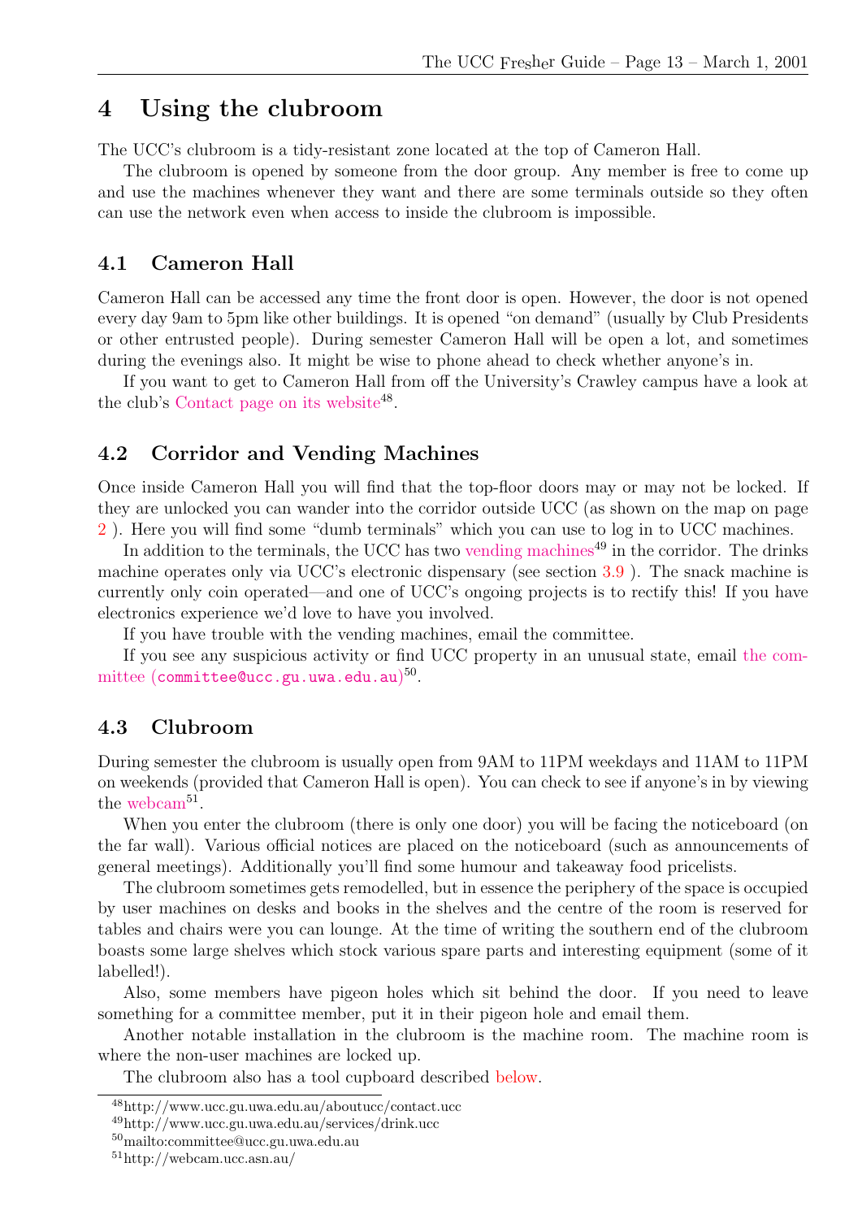# 4 Using the clubroom

The UCC's clubroom is a tidy-resistant zone located at the top of Cameron Hall.

The clubroom is opened by someone from the door group. Any member is free to come up and use the machines whenever they want and there are some terminals outside so they often can use the network even when access to inside the clubroom is impossible.

## 4.1 Cameron Hall

Cameron Hall can be accessed any time the front door is open. However, the door is not opened every day 9am to 5pm like other buildings. It is opened "on demand" (usually by Club Presidents or other entrusted people). During semester Cameron Hall will be open a lot, and sometimes during the evenings also. It might be wise to phone ahead to check whether anyone's in.

If you want to get to Cameron Hall from off the University's Crawley campus have a look at the club's Contact page on its website[48].

## 4.2 Corridor and Vending Machines

Once inside Cameron Hall you will find that the top-floor doors may or may not be locked. If they are unlocked you can wander into the corridor outside UCC (as shown on the map on page 2 ). Here you will find some "dumb terminals" which you can use to log in to UCC machines.

In addition to the terminals, the UCC has two vending machines[49] in the corridor. The drinks machine operates only via UCC's electronic dispensary (see section 3.9 ). The snack machine is currently only coin operated—and one of UCC's ongoing projects is to rectify this! If you have electronics experience we'd love to have you involved.

If you have trouble with the vending machines, email the committee.

If you see any suspicious activity or find UCC property in an unusual state, email the committee (committee@ucc.gu.uwa.edu.au)[50].

## 4.3 Clubroom

During semester the clubroom is usually open from 9AM to 11PM weekdays and 11AM to 11PM on weekends (provided that Cameron Hall is open). You can check to see if anyone's in by viewing the webcam[51].

When you enter the clubroom (there is only one door) you will be facing the noticeboard (on the far wall). Various official notices are placed on the noticeboard (such as announcements of general meetings). Additionally you'll find some humour and takeaway food pricelists.

The clubroom sometimes gets remodelled, but in essence the periphery of the space is occupied by user machines on desks and books in the shelves and the centre of the room is reserved for tables and chairs were you can lounge. At the time of writing the southern end of the clubroom boasts some large shelves which stock various spare parts and interesting equipment (some of it labelled!).

Also, some members have pigeon holes which sit behind the door. If you need to leave something for a committee member, put it in their pigeon hole and email them.

Another notable installation in the clubroom is the machine room. The machine room is where the non-user machines are locked up.

The clubroom also has a tool cupboard described below.

---

[48] http://www.ucc.gu.uwa.edu.au/aboutucc/contact.ucc

[49] http://www.ucc.gu.uwa.edu.au/services/drink.ucc

[50] mailto:committee@ucc.gu.uwa.edu.au

[51] http://webcam.ucc.asn.au/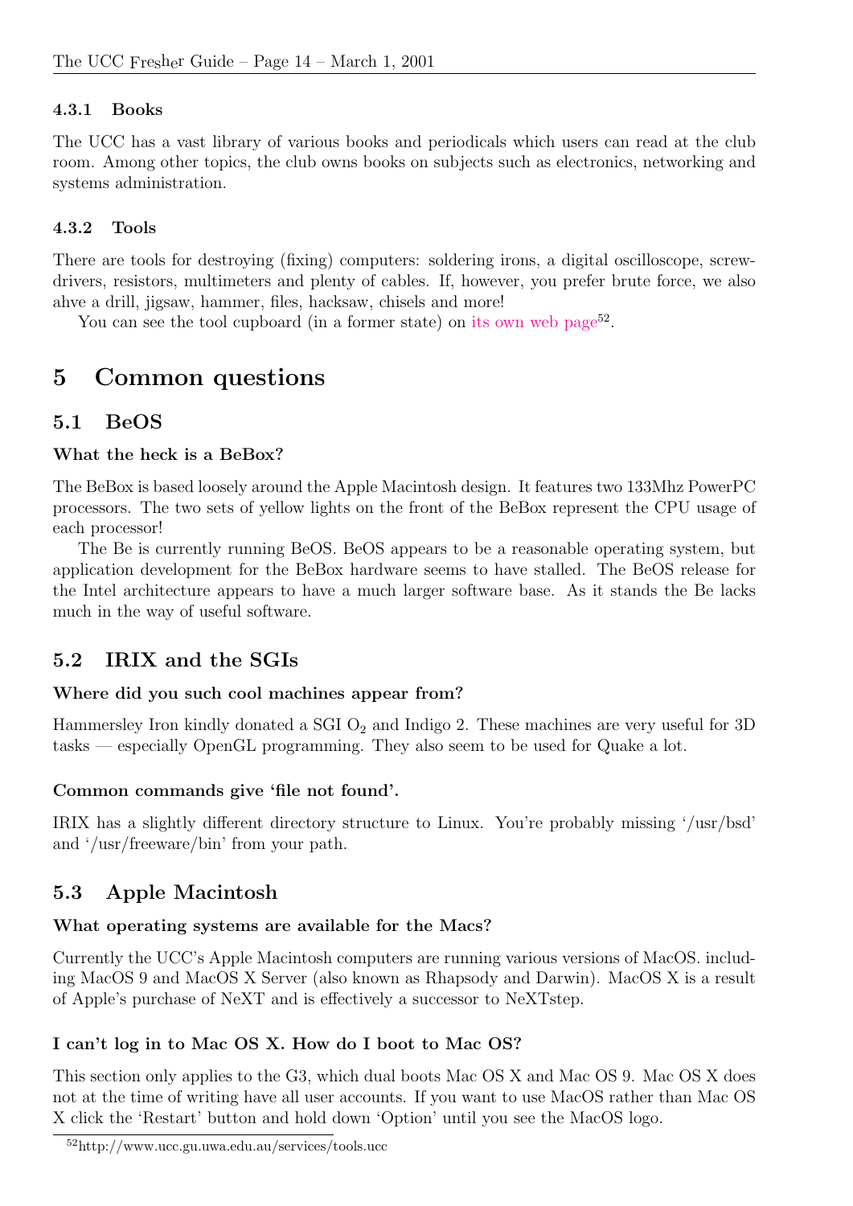#### 4.3.1 Books

The UCC has a vast library of various books and periodicals which users can read at the club room. Among other topics, the club owns books on subjects such as electronics, networking and systems administration.

#### 4.3.2 Tools

There are tools for destroying (fixing) computers: soldering irons, a digital oscilloscope, screwdrivers, resistors, multimeters and plenty of cables. If, however, you prefer brute force, we also ahve a drill, jigsaw, hammer, files, hacksaw, chisels and more!

You can see the tool cupboard (in a former state) on its own web page[52].

# 5 Common questions

## 5.1 BeOS

**What the heck is a BeBox?**

The BeBox is based loosely around the Apple Macintosh design. It features two 133Mhz PowerPC processors. The two sets of yellow lights on the front of the BeBox represent the CPU usage of each processor!

The Be is currently running BeOS. BeOS appears to be a reasonable operating system, but application development for the BeBox hardware seems to have stalled. The BeOS release for the Intel architecture appears to have a much larger software base. As it stands the Be lacks much in the way of useful software.

## 5.2 IRIX and the SGIs

**Where did you such cool machines appear from?**

Hammersley Iron kindly donated a SGI $O_2$ and Indigo 2. These machines are very useful for 3D tasks — especially OpenGL programming. They also seem to be used for Quake a lot.

**Common commands give 'file not found'.**

IRIX has a slightly different directory structure to Linux. You're probably missing '/usr/bsd' and '/usr/freeware/bin' from your path.

## 5.3 Apple Macintosh

**What operating systems are available for the Macs?**

Currently the UCC's Apple Macintosh computers are running various versions of MacOS. including MacOS 9 and MacOS X Server (also known as Rhapsody and Darwin). MacOS X is a result of Apple's purchase of NeXT and is effectively a successor to NeXTstep.

**I can't log in to Mac OS X. How do I boot to Mac OS?**

This section only applies to the G3, which dual boots Mac OS X and Mac OS 9. Mac OS X does not at the time of writing have all user accounts. If you want to use MacOS rather than Mac OS X click the 'Restart' button and hold down 'Option' until you see the MacOS logo.

[52] http://www.ucc.gu.uwa.edu.au/services/tools.ucc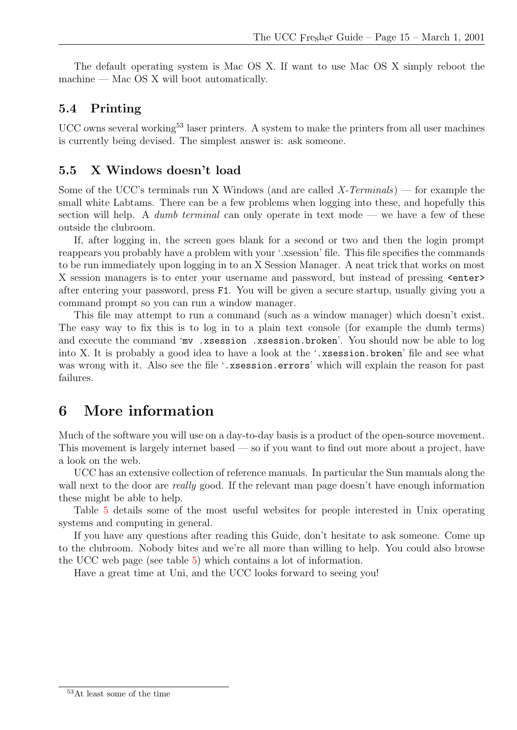The default operating system is Mac OS X. If want to use Mac OS X simply reboot the machine — Mac OS X will boot automatically.

### 5.4 Printing

UCC owns several working[53] laser printers. A system to make the printers from all user machines is currently being devised. The simplest answer is: ask someone.

### 5.5 X Windows doesn't load

Some of the UCC's terminals run X Windows (and are called *X-Terminals*) — for example the small white Labtams. There can be a few problems when logging into these, and hopefully this section will help. A *dumb terminal* can only operate in text mode — we have a few of these outside the clubroom.

If, after logging in, the screen goes blank for a second or two and then the login prompt reappears you probably have a problem with your '.xsession' file. This file specifies the commands to be run immediately upon logging in to an X Session Manager. A neat trick that works on most X session managers is to enter your username and password, but instead of pressing `<enter>` after entering your password, press `F1`. You will be given a secure startup, usually giving you a command prompt so you can run a window manager.

This file may attempt to run a command (such as a window manager) which doesn't exist. The easy way to fix this is to log in to a plain text console (for example the dumb terms) and execute the command '`mv .xsession .xsession.broken`'. You should now be able to log into X. It is probably a good idea to have a look at the '`.xsession.broken`' file and see what was wrong with it. Also see the file '`.xsession.errors`' which will explain the reason for past failures.

## 6 More information

Much of the software you will use on a day-to-day basis is a product of the open-source movement. This movement is largely internet based — so if you want to find out more about a project, have a look on the web.

UCC has an extensive collection of reference manuals. In particular the Sun manuals along the wall next to the door are *really* good. If the relevant man page doesn't have enough information these might be able to help.

Table 5 details some of the most useful websites for people interested in Unix operating systems and computing in general.

If you have any questions after reading this Guide, don't hesitate to ask someone. Come up to the clubroom. Nobody bites and we're all more than willing to help. You could also browse the UCC web page (see table 5) which contains a lot of information.

Have a great time at Uni, and the UCC looks forward to seeing you!

---

[53] At least some of the time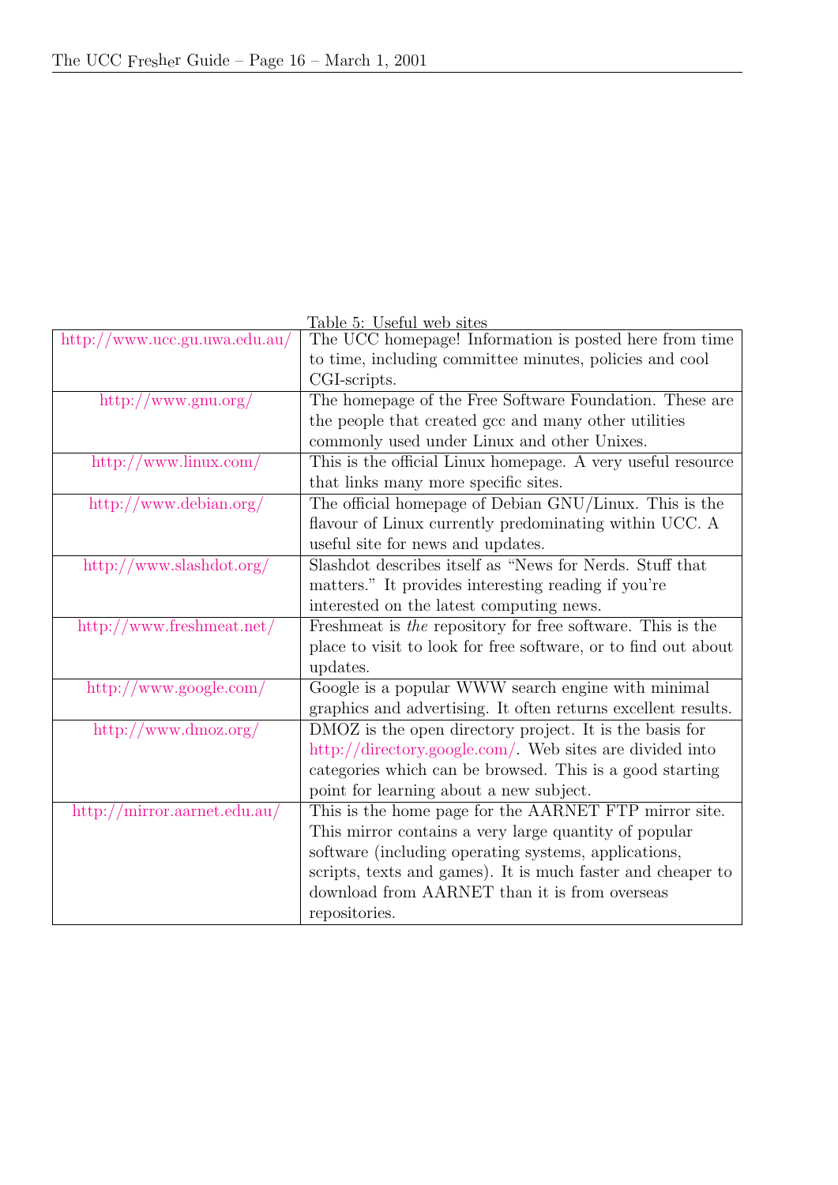Table 5: Useful web sites

| | |
|---|---|
| http://www.ucc.gu.uwa.edu.au/ | The UCC homepage! Information is posted here from time to time, including committee minutes, policies and cool CGI-scripts. |
| http://www.gnu.org/ | The homepage of the Free Software Foundation. These are the people that created gcc and many other utilities commonly used under Linux and other Unixes. |
| http://www.linux.com/ | This is the official Linux homepage. A very useful resource that links many more specific sites. |
| http://www.debian.org/ | The official homepage of Debian GNU/Linux. This is the flavour of Linux currently predominating within UCC. A useful site for news and updates. |
| http://www.slashdot.org/ | Slashdot describes itself as "News for Nerds. Stuff that matters." It provides interesting reading if you're interested on the latest computing news. |
| http://www.freshmeat.net/ | Freshmeat is *the* repository for free software. This is the place to visit to look for free software, or to find out about updates. |
| http://www.google.com/ | Google is a popular WWW search engine with minimal graphics and advertising. It often returns excellent results. |
| http://www.dmoz.org/ | DMOZ is the open directory project. It is the basis for http://directory.google.com/. Web sites are divided into categories which can be browsed. This is a good starting point for learning about a new subject. |
| http://mirror.aarnet.edu.au/ | This is the home page for the AARNET FTP mirror site. This mirror contains a very large quantity of popular software (including operating systems, applications, scripts, texts and games). It is much faster and cheaper to download from AARNET than it is from overseas repositories. |